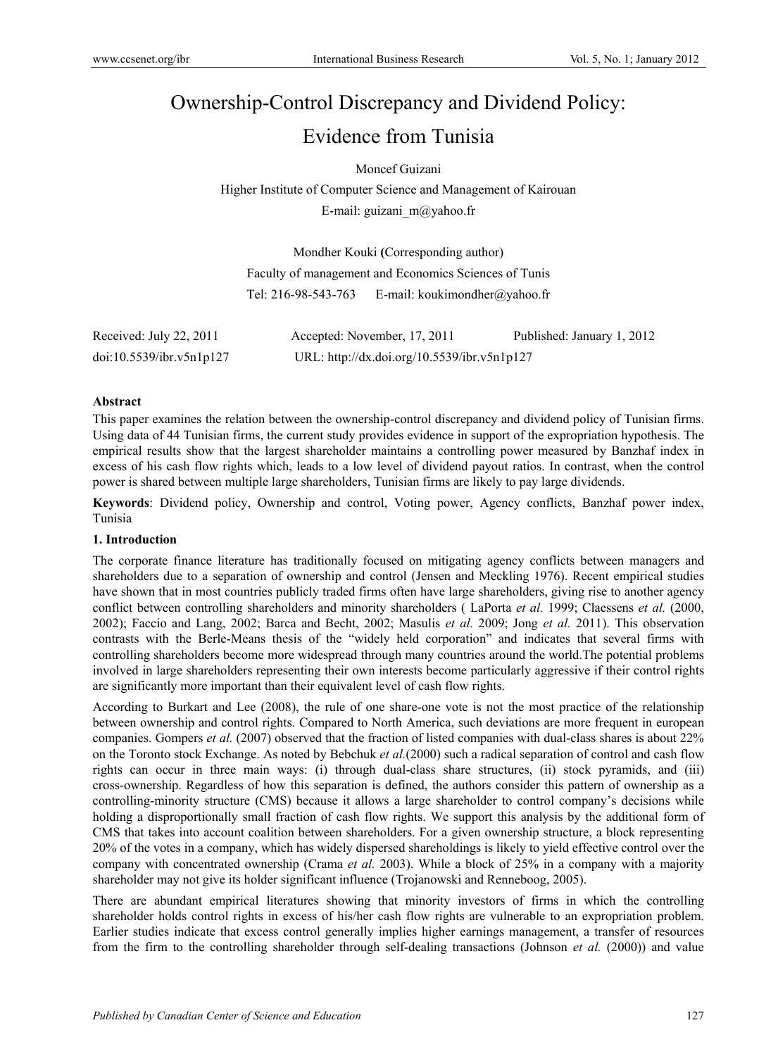# Ownership-Control Discrepancy and Dividend Policy: Evidence from Tunisia

Moncef Guizani

Higher Institute of Computer Science and Management of Kairouan

E-mail: guizani_m@yahoo.fr

Mondher Kouki **(**Corresponding author)

Faculty of management and Economics Sciences of Tunis

Tel: 216-98-543-763 E-mail: koukimondher@yahoo.fr

Received: July 22, 2011 Accepted: November, 17, 2011 Published: January 1, 2012

doi:10.5539/ibr.v5n1p127 URL: http://dx.doi.org/10.5539/ibr.v5n1p127

**Abstract**

This paper examines the relation between the ownership-control discrepancy and dividend policy of Tunisian firms. Using data of 44 Tunisian firms, the current study provides evidence in support of the expropriation hypothesis. The empirical results show that the largest shareholder maintains a controlling power measured by Banzhaf index in excess of his cash flow rights which, leads to a low level of dividend payout ratios. In contrast, when the control power is shared between multiple large shareholders, Tunisian firms are likely to pay large dividends.

**Keywords**: Dividend policy, Ownership and control, Voting power, Agency conflicts, Banzhaf power index, Tunisia

## 1. Introduction

The corporate finance literature has traditionally focused on mitigating agency conflicts between managers and shareholders due to a separation of ownership and control (Jensen and Meckling 1976). Recent empirical studies have shown that in most countries publicly traded firms often have large shareholders, giving rise to another agency conflict between controlling shareholders and minority shareholders ( LaPorta *et al.* 1999; Claessens *et al.* (2000, 2002); Faccio and Lang, 2002; Barca and Becht, 2002; Masulis *et al.* 2009; Jong *et al.* 2011). This observation contrasts with the Berle-Means thesis of the "widely held corporation" and indicates that several firms with controlling shareholders become more widespread through many countries around the world.The potential problems involved in large shareholders representing their own interests become particularly aggressive if their control rights are significantly more important than their equivalent level of cash flow rights.

According to Burkart and Lee (2008), the rule of one share-one vote is not the most practice of the relationship between ownership and control rights. Compared to North America, such deviations are more frequent in european companies. Gompers *et al.* (2007) observed that the fraction of listed companies with dual-class shares is about 22% on the Toronto stock Exchange. As noted by Bebchuk *et al.*(2000) such a radical separation of control and cash flow rights can occur in three main ways: (i) through dual-class share structures, (ii) stock pyramids, and (iii) cross-ownership. Regardless of how this separation is defined, the authors consider this pattern of ownership as a controlling-minority structure (CMS) because it allows a large shareholder to control company's decisions while holding a disproportionally small fraction of cash flow rights. We support this analysis by the additional form of CMS that takes into account coalition between shareholders. For a given ownership structure, a block representing 20% of the votes in a company, which has widely dispersed shareholdings is likely to yield effective control over the company with concentrated ownership (Crama *et al.* 2003). While a block of 25% in a company with a majority shareholder may not give its holder significant influence (Trojanowski and Renneboog, 2005).

There are abundant empirical literatures showing that minority investors of firms in which the controlling shareholder holds control rights in excess of his/her cash flow rights are vulnerable to an expropriation problem. Earlier studies indicate that excess control generally implies higher earnings management, a transfer of resources from the firm to the controlling shareholder through self-dealing transactions (Johnson *et al.* (2000)) and value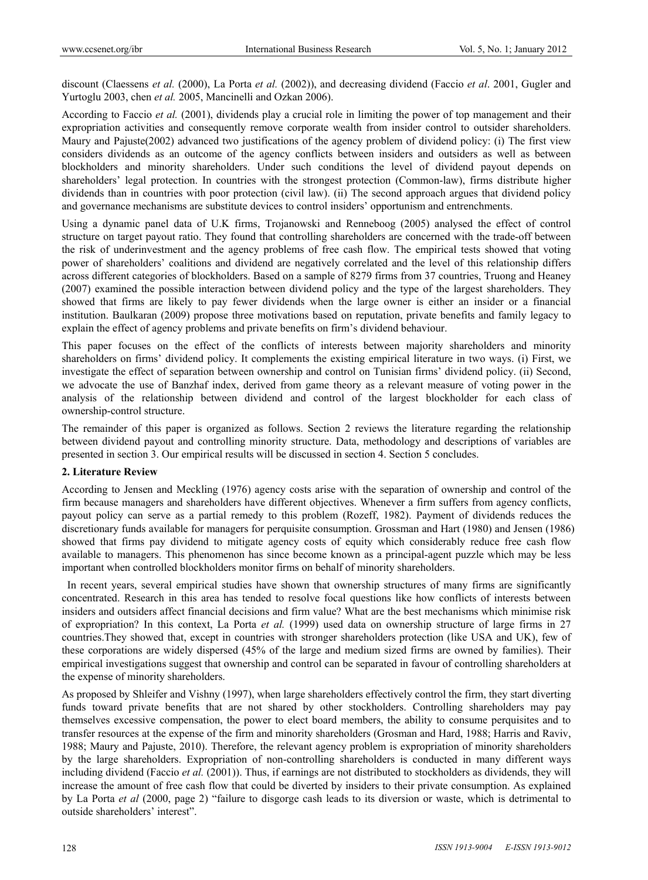discount (Claessens *et al.* (2000), La Porta *et al.* (2002)), and decreasing dividend (Faccio *et al*. 2001, Gugler and Yurtoglu 2003, chen *et al.* 2005, Mancinelli and Ozkan 2006).

According to Faccio *et al.* (2001), dividends play a crucial role in limiting the power of top management and their expropriation activities and consequently remove corporate wealth from insider control to outsider shareholders. Maury and Pajuste(2002) advanced two justifications of the agency problem of dividend policy: (i) The first view considers dividends as an outcome of the agency conflicts between insiders and outsiders as well as between blockholders and minority shareholders. Under such conditions the level of dividend payout depends on shareholders' legal protection. In countries with the strongest protection (Common-law), firms distribute higher dividends than in countries with poor protection (civil law). (ii) The second approach argues that dividend policy and governance mechanisms are substitute devices to control insiders' opportunism and entrenchments.

Using a dynamic panel data of U.K firms, Trojanowski and Renneboog (2005) analysed the effect of control structure on target payout ratio. They found that controlling shareholders are concerned with the trade-off between the risk of underinvestment and the agency problems of free cash flow. The empirical tests showed that voting power of shareholders' coalitions and dividend are negatively correlated and the level of this relationship differs across different categories of blockholders. Based on a sample of 8279 firms from 37 countries, Truong and Heaney (2007) examined the possible interaction between dividend policy and the type of the largest shareholders. They showed that firms are likely to pay fewer dividends when the large owner is either an insider or a financial institution. Baulkaran (2009) propose three motivations based on reputation, private benefits and family legacy to explain the effect of agency problems and private benefits on firm's dividend behaviour.

This paper focuses on the effect of the conflicts of interests between majority shareholders and minority shareholders on firms' dividend policy. It complements the existing empirical literature in two ways. (i) First, we investigate the effect of separation between ownership and control on Tunisian firms' dividend policy. (ii) Second, we advocate the use of Banzhaf index, derived from game theory as a relevant measure of voting power in the analysis of the relationship between dividend and control of the largest blockholder for each class of ownership-control structure.

The remainder of this paper is organized as follows. Section 2 reviews the literature regarding the relationship between dividend payout and controlling minority structure. Data, methodology and descriptions of variables are presented in section 3. Our empirical results will be discussed in section 4. Section 5 concludes.

## 2. Literature Review

According to Jensen and Meckling (1976) agency costs arise with the separation of ownership and control of the firm because managers and shareholders have different objectives. Whenever a firm suffers from agency conflicts, payout policy can serve as a partial remedy to this problem (Rozeff, 1982). Payment of dividends reduces the discretionary funds available for managers for perquisite consumption. Grossman and Hart (1980) and Jensen (1986) showed that firms pay dividend to mitigate agency costs of equity which considerably reduce free cash flow available to managers. This phenomenon has since become known as a principal-agent puzzle which may be less important when controlled blockholders monitor firms on behalf of minority shareholders.

In recent years, several empirical studies have shown that ownership structures of many firms are significantly concentrated. Research in this area has tended to resolve focal questions like how conflicts of interests between insiders and outsiders affect financial decisions and firm value? What are the best mechanisms which minimise risk of expropriation? In this context, La Porta *et al.* (1999) used data on ownership structure of large firms in 27 countries.They showed that, except in countries with stronger shareholders protection (like USA and UK), few of these corporations are widely dispersed (45% of the large and medium sized firms are owned by families). Their empirical investigations suggest that ownership and control can be separated in favour of controlling shareholders at the expense of minority shareholders.

As proposed by Shleifer and Vishny (1997), when large shareholders effectively control the firm, they start diverting funds toward private benefits that are not shared by other stockholders. Controlling shareholders may pay themselves excessive compensation, the power to elect board members, the ability to consume perquisites and to transfer resources at the expense of the firm and minority shareholders (Grosman and Hard, 1988; Harris and Raviv, 1988; Maury and Pajuste, 2010). Therefore, the relevant agency problem is expropriation of minority shareholders by the large shareholders. Expropriation of non-controlling shareholders is conducted in many different ways including dividend (Faccio *et al.* (2001)). Thus, if earnings are not distributed to stockholders as dividends, they will increase the amount of free cash flow that could be diverted by insiders to their private consumption. As explained by La Porta *et al* (2000, page 2) "failure to disgorge cash leads to its diversion or waste, which is detrimental to outside shareholders' interest".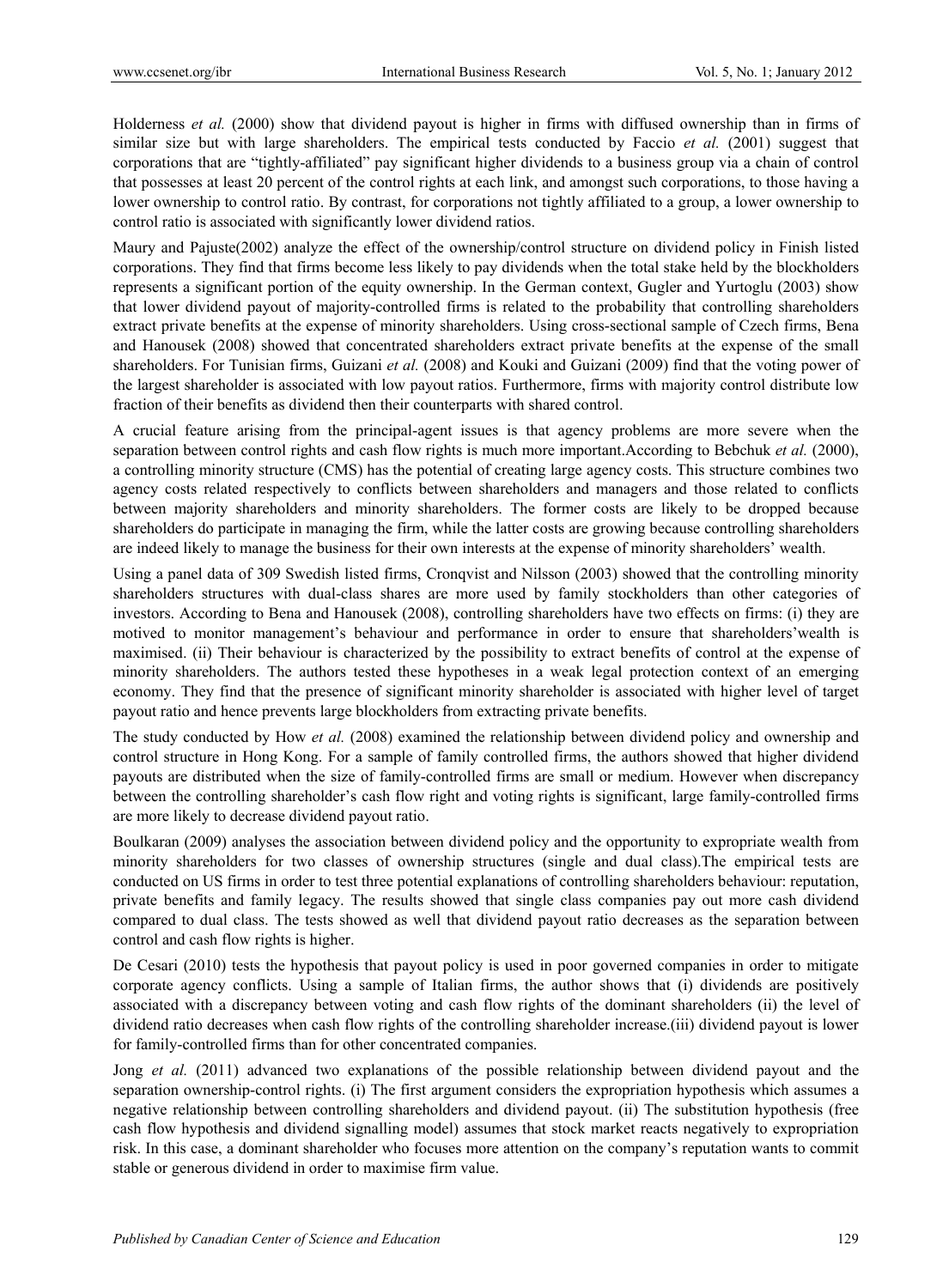Holderness *et al.* (2000) show that dividend payout is higher in firms with diffused ownership than in firms of similar size but with large shareholders. The empirical tests conducted by Faccio *et al.* (2001) suggest that corporations that are "tightly-affiliated" pay significant higher dividends to a business group via a chain of control that possesses at least 20 percent of the control rights at each link, and amongst such corporations, to those having a lower ownership to control ratio. By contrast, for corporations not tightly affiliated to a group, a lower ownership to control ratio is associated with significantly lower dividend ratios.

Maury and Pajuste(2002) analyze the effect of the ownership/control structure on dividend policy in Finish listed corporations. They find that firms become less likely to pay dividends when the total stake held by the blockholders represents a significant portion of the equity ownership. In the German context, Gugler and Yurtoglu (2003) show that lower dividend payout of majority-controlled firms is related to the probability that controlling shareholders extract private benefits at the expense of minority shareholders. Using cross-sectional sample of Czech firms, Bena and Hanousek (2008) showed that concentrated shareholders extract private benefits at the expense of the small shareholders. For Tunisian firms, Guizani *et al.* (2008) and Kouki and Guizani (2009) find that the voting power of the largest shareholder is associated with low payout ratios. Furthermore, firms with majority control distribute low fraction of their benefits as dividend then their counterparts with shared control.

A crucial feature arising from the principal-agent issues is that agency problems are more severe when the separation between control rights and cash flow rights is much more important.According to Bebchuk *et al.* (2000), a controlling minority structure (CMS) has the potential of creating large agency costs. This structure combines two agency costs related respectively to conflicts between shareholders and managers and those related to conflicts between majority shareholders and minority shareholders. The former costs are likely to be dropped because shareholders do participate in managing the firm, while the latter costs are growing because controlling shareholders are indeed likely to manage the business for their own interests at the expense of minority shareholders' wealth.

Using a panel data of 309 Swedish listed firms, Cronqvist and Nilsson (2003) showed that the controlling minority shareholders structures with dual-class shares are more used by family stockholders than other categories of investors. According to Bena and Hanousek (2008), controlling shareholders have two effects on firms: (i) they are motived to monitor management's behaviour and performance in order to ensure that shareholders'wealth is maximised. (ii) Their behaviour is characterized by the possibility to extract benefits of control at the expense of minority shareholders. The authors tested these hypotheses in a weak legal protection context of an emerging economy. They find that the presence of significant minority shareholder is associated with higher level of target payout ratio and hence prevents large blockholders from extracting private benefits.

The study conducted by How *et al.* (2008) examined the relationship between dividend policy and ownership and control structure in Hong Kong. For a sample of family controlled firms, the authors showed that higher dividend payouts are distributed when the size of family-controlled firms are small or medium. However when discrepancy between the controlling shareholder's cash flow right and voting rights is significant, large family-controlled firms are more likely to decrease dividend payout ratio.

Boulkaran (2009) analyses the association between dividend policy and the opportunity to expropriate wealth from minority shareholders for two classes of ownership structures (single and dual class).The empirical tests are conducted on US firms in order to test three potential explanations of controlling shareholders behaviour: reputation, private benefits and family legacy. The results showed that single class companies pay out more cash dividend compared to dual class. The tests showed as well that dividend payout ratio decreases as the separation between control and cash flow rights is higher.

De Cesari (2010) tests the hypothesis that payout policy is used in poor governed companies in order to mitigate corporate agency conflicts. Using a sample of Italian firms, the author shows that (i) dividends are positively associated with a discrepancy between voting and cash flow rights of the dominant shareholders (ii) the level of dividend ratio decreases when cash flow rights of the controlling shareholder increase.(iii) dividend payout is lower for family-controlled firms than for other concentrated companies.

Jong *et al.* (2011) advanced two explanations of the possible relationship between dividend payout and the separation ownership-control rights. (i) The first argument considers the expropriation hypothesis which assumes a negative relationship between controlling shareholders and dividend payout. (ii) The substitution hypothesis (free cash flow hypothesis and dividend signalling model) assumes that stock market reacts negatively to expropriation risk. In this case, a dominant shareholder who focuses more attention on the company's reputation wants to commit stable or generous dividend in order to maximise firm value.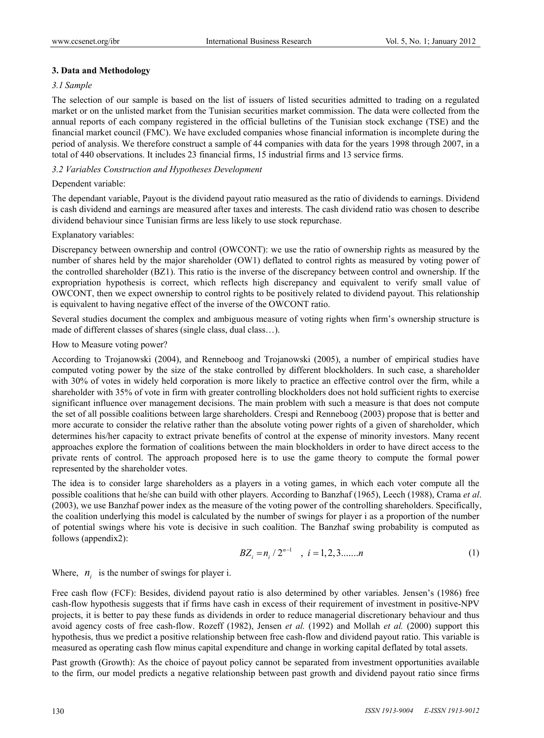## 3. Data and Methodology

### *3.1 Sample*

The selection of our sample is based on the list of issuers of listed securities admitted to trading on a regulated market or on the unlisted market from the Tunisian securities market commission. The data were collected from the annual reports of each company registered in the official bulletins of the Tunisian stock exchange (TSE) and the financial market council (FMC). We have excluded companies whose financial information is incomplete during the period of analysis. We therefore construct a sample of 44 companies with data for the years 1998 through 2007, in a total of 440 observations. It includes 23 financial firms, 15 industrial firms and 13 service firms.

### *3.2 Variables Construction and Hypotheses Development*

Dependent variable:

The dependant variable, Payout is the dividend payout ratio measured as the ratio of dividends to earnings. Dividend is cash dividend and earnings are measured after taxes and interests. The cash dividend ratio was chosen to describe dividend behaviour since Tunisian firms are less likely to use stock repurchase.

Explanatory variables:

Discrepancy between ownership and control (OWCONT): we use the ratio of ownership rights as measured by the number of shares held by the major shareholder (OW1) deflated to control rights as measured by voting power of the controlled shareholder (BZ1). This ratio is the inverse of the discrepancy between control and ownership. If the expropriation hypothesis is correct, which reflects high discrepancy and equivalent to verify small value of OWCONT, then we expect ownership to control rights to be positively related to dividend payout. This relationship is equivalent to having negative effect of the inverse of the OWCONT ratio.

Several studies document the complex and ambiguous measure of voting rights when firm's ownership structure is made of different classes of shares (single class, dual class…).

How to Measure voting power?

According to Trojanowski (2004), and Renneboog and Trojanowski (2005), a number of empirical studies have computed voting power by the size of the stake controlled by different blockholders. In such case, a shareholder with 30% of votes in widely held corporation is more likely to practice an effective control over the firm, while a shareholder with 35% of vote in firm with greater controlling blockholders does not hold sufficient rights to exercise significant influence over management decisions. The main problem with such a measure is that does not compute the set of all possible coalitions between large shareholders. Crespi and Renneboog (2003) propose that is better and more accurate to consider the relative rather than the absolute voting power rights of a given of shareholder, which determines his/her capacity to extract private benefits of control at the expense of minority investors. Many recent approaches explore the formation of coalitions between the main blockholders in order to have direct access to the private rents of control. The approach proposed here is to use the game theory to compute the formal power represented by the shareholder votes.

The idea is to consider large shareholders as a players in a voting games, in which each voter compute all the possible coalitions that he/she can build with other players. According to Banzhaf (1965), Leech (1988), Crama *et al*. (2003), we use Banzhaf power index as the measure of the voting power of the controlling shareholders. Specifically, the coalition underlying this model is calculated by the number of swings for player i as a proportion of the number of potential swings where his vote is decisive in such coalition. The Banzhaf swing probability is computed as follows (appendix2):

$$BZ_i = n_i / 2^{n-1} \quad , \; i = 1, 2, 3.......n \tag{1}$$

Where, $n_i$ is the number of swings for player i.

Free cash flow (FCF): Besides, dividend payout ratio is also determined by other variables. Jensen's (1986) free cash-flow hypothesis suggests that if firms have cash in excess of their requirement of investment in positive-NPV projects, it is better to pay these funds as dividends in order to reduce managerial discretionary behaviour and thus avoid agency costs of free cash-flow. Rozeff (1982), Jensen *et al.* (1992) and Mollah *et al.* (2000) support this hypothesis, thus we predict a positive relationship between free cash-flow and dividend payout ratio. This variable is measured as operating cash flow minus capital expenditure and change in working capital deflated by total assets.

Past growth (Growth): As the choice of payout policy cannot be separated from investment opportunities available to the firm, our model predicts a negative relationship between past growth and dividend payout ratio since firms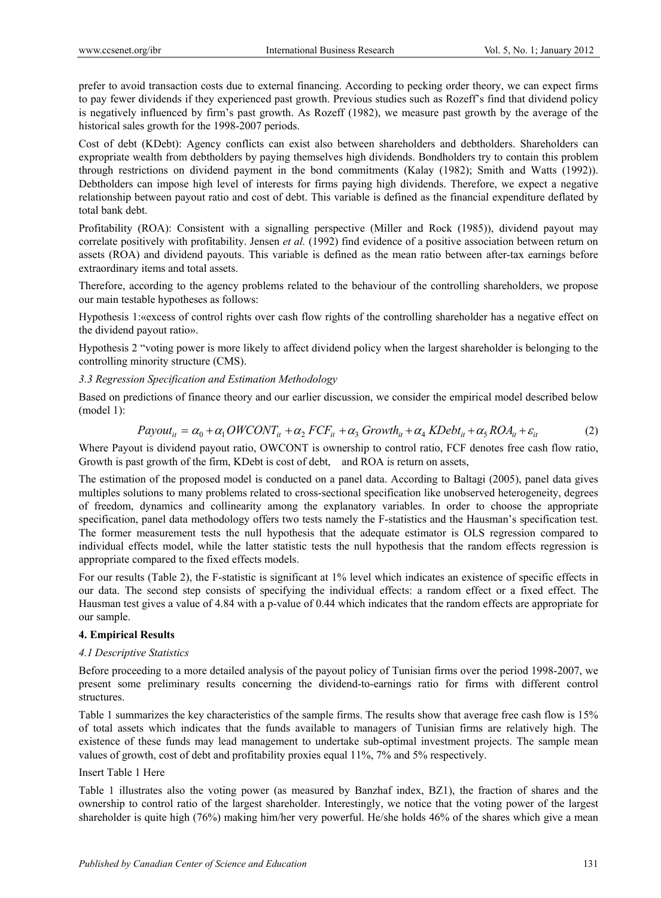prefer to avoid transaction costs due to external financing. According to pecking order theory, we can expect firms to pay fewer dividends if they experienced past growth. Previous studies such as Rozeff's find that dividend policy is negatively influenced by firm's past growth. As Rozeff (1982), we measure past growth by the average of the historical sales growth for the 1998-2007 periods.

Cost of debt (KDebt): Agency conflicts can exist also between shareholders and debtholders. Shareholders can expropriate wealth from debtholders by paying themselves high dividends. Bondholders try to contain this problem through restrictions on dividend payment in the bond commitments (Kalay (1982); Smith and Watts (1992)). Debtholders can impose high level of interests for firms paying high dividends. Therefore, we expect a negative relationship between payout ratio and cost of debt. This variable is defined as the financial expenditure deflated by total bank debt.

Profitability (ROA): Consistent with a signalling perspective (Miller and Rock (1985)), dividend payout may correlate positively with profitability. Jensen *et al.* (1992) find evidence of a positive association between return on assets (ROA) and dividend payouts. This variable is defined as the mean ratio between after-tax earnings before extraordinary items and total assets.

Therefore, according to the agency problems related to the behaviour of the controlling shareholders, we propose our main testable hypotheses as follows:

Hypothesis 1:«excess of control rights over cash flow rights of the controlling shareholder has a negative effect on the dividend payout ratio».

Hypothesis 2 "voting power is more likely to affect dividend policy when the largest shareholder is belonging to the controlling minority structure (CMS).

### *3.3 Regression Specification and Estimation Methodology*

Based on predictions of finance theory and our earlier discussion, we consider the empirical model described below (model 1):

$$Payout_{it} = \alpha_0 + \alpha_1 OWCONT_{it} + \alpha_2 FCF_{it} + \alpha_3 Growth_{it} + \alpha_4 KDebt_{it} + \alpha_5 ROA_{it} + \varepsilon_{it} \quad (2)$$

Where Payout is dividend payout ratio, OWCONT is ownership to control ratio, FCF denotes free cash flow ratio, Growth is past growth of the firm, KDebt is cost of debt, and ROA is return on assets,

The estimation of the proposed model is conducted on a panel data. According to Baltagi (2005), panel data gives multiples solutions to many problems related to cross-sectional specification like unobserved heterogeneity, degrees of freedom, dynamics and collinearity among the explanatory variables. In order to choose the appropriate specification, panel data methodology offers two tests namely the F-statistics and the Hausman's specification test. The former measurement tests the null hypothesis that the adequate estimator is OLS regression compared to individual effects model, while the latter statistic tests the null hypothesis that the random effects regression is appropriate compared to the fixed effects models.

For our results (Table 2), the F-statistic is significant at 1% level which indicates an existence of specific effects in our data. The second step consists of specifying the individual effects: a random effect or a fixed effect. The Hausman test gives a value of 4.84 with a p-value of 0.44 which indicates that the random effects are appropriate for our sample.

## 4. Empirical Results

### *4.1 Descriptive Statistics*

Before proceeding to a more detailed analysis of the payout policy of Tunisian firms over the period 1998-2007, we present some preliminary results concerning the dividend-to-earnings ratio for firms with different control structures.

Table 1 summarizes the key characteristics of the sample firms. The results show that average free cash flow is 15% of total assets which indicates that the funds available to managers of Tunisian firms are relatively high. The existence of these funds may lead management to undertake sub-optimal investment projects. The sample mean values of growth, cost of debt and profitability proxies equal 11%, 7% and 5% respectively.

Insert Table 1 Here

Table 1 illustrates also the voting power (as measured by Banzhaf index, BZ1), the fraction of shares and the ownership to control ratio of the largest shareholder. Interestingly, we notice that the voting power of the largest shareholder is quite high (76%) making him/her very powerful. He/she holds 46% of the shares which give a mean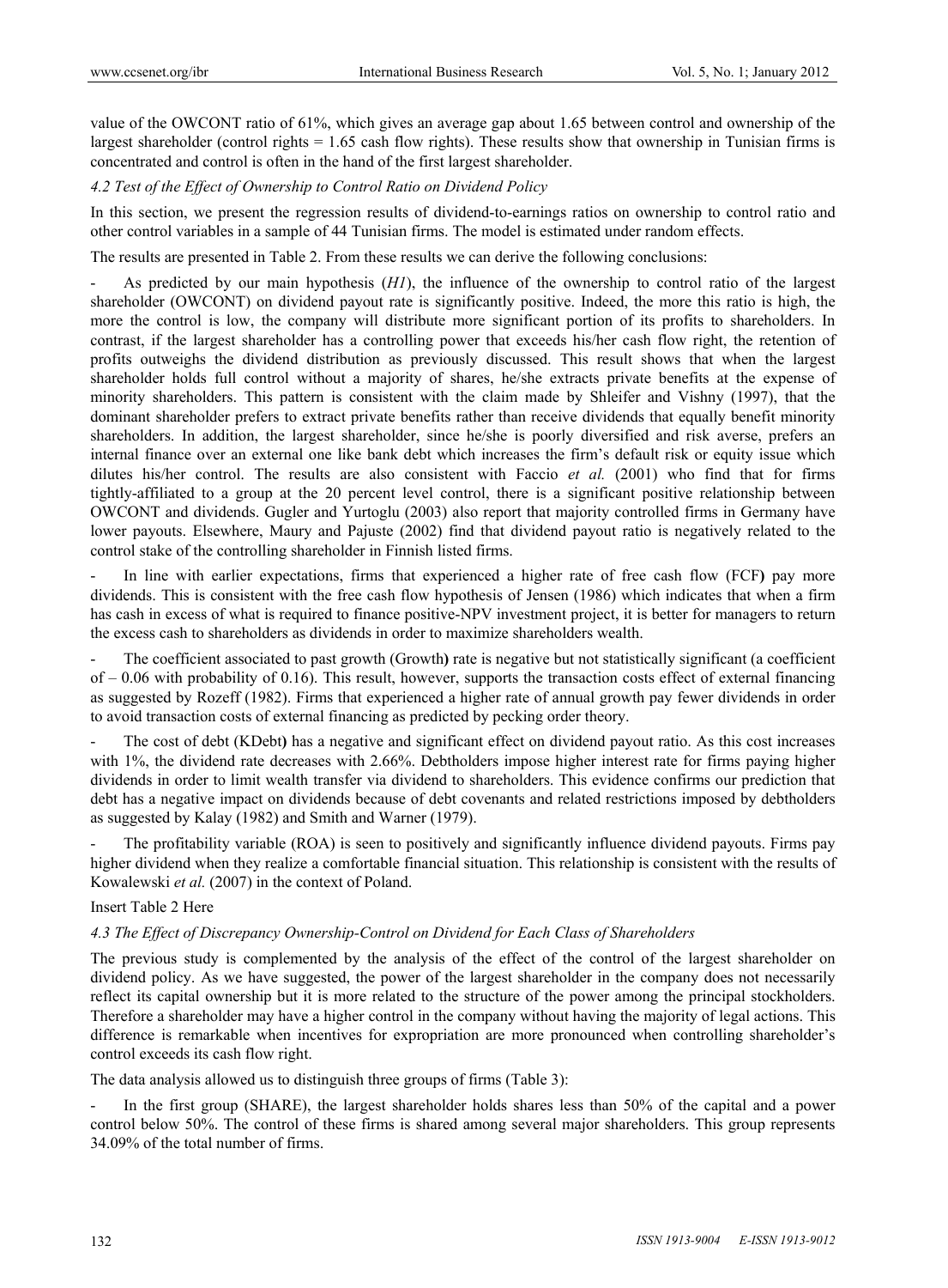value of the OWCONT ratio of 61%, which gives an average gap about 1.65 between control and ownership of the largest shareholder (control rights = 1.65 cash flow rights). These results show that ownership in Tunisian firms is concentrated and control is often in the hand of the first largest shareholder.

### *4.2 Test of the Effect of Ownership to Control Ratio on Dividend Policy*

In this section, we present the regression results of dividend-to-earnings ratios on ownership to control ratio and other control variables in a sample of 44 Tunisian firms. The model is estimated under random effects.

The results are presented in Table 2. From these results we can derive the following conclusions:

- As predicted by our main hypothesis (*H1*), the influence of the ownership to control ratio of the largest shareholder (OWCONT) on dividend payout rate is significantly positive. Indeed, the more this ratio is high, the more the control is low, the company will distribute more significant portion of its profits to shareholders. In contrast, if the largest shareholder has a controlling power that exceeds his/her cash flow right, the retention of profits outweighs the dividend distribution as previously discussed. This result shows that when the largest shareholder holds full control without a majority of shares, he/she extracts private benefits at the expense of minority shareholders. This pattern is consistent with the claim made by Shleifer and Vishny (1997), that the dominant shareholder prefers to extract private benefits rather than receive dividends that equally benefit minority shareholders. In addition, the largest shareholder, since he/she is poorly diversified and risk averse, prefers an internal finance over an external one like bank debt which increases the firm's default risk or equity issue which dilutes his/her control. The results are also consistent with Faccio *et al.* (2001) who find that for firms tightly-affiliated to a group at the 20 percent level control, there is a significant positive relationship between OWCONT and dividends. Gugler and Yurtoglu (2003) also report that majority controlled firms in Germany have lower payouts. Elsewhere, Maury and Pajuste (2002) find that dividend payout ratio is negatively related to the control stake of the controlling shareholder in Finnish listed firms.

- In line with earlier expectations, firms that experienced a higher rate of free cash flow (FCF**)** pay more dividends. This is consistent with the free cash flow hypothesis of Jensen (1986) which indicates that when a firm has cash in excess of what is required to finance positive-NPV investment project, it is better for managers to return the excess cash to shareholders as dividends in order to maximize shareholders wealth.

- The coefficient associated to past growth (Growth**)** rate is negative but not statistically significant (a coefficient of – 0.06 with probability of 0.16). This result, however, supports the transaction costs effect of external financing as suggested by Rozeff (1982). Firms that experienced a higher rate of annual growth pay fewer dividends in order to avoid transaction costs of external financing as predicted by pecking order theory.

- The cost of debt (KDebt**)** has a negative and significant effect on dividend payout ratio. As this cost increases with 1%, the dividend rate decreases with 2.66%. Debtholders impose higher interest rate for firms paying higher dividends in order to limit wealth transfer via dividend to shareholders. This evidence confirms our prediction that debt has a negative impact on dividends because of debt covenants and related restrictions imposed by debtholders as suggested by Kalay (1982) and Smith and Warner (1979).

- The profitability variable (ROA) is seen to positively and significantly influence dividend payouts. Firms pay higher dividend when they realize a comfortable financial situation. This relationship is consistent with the results of Kowalewski *et al.* (2007) in the context of Poland.

Insert Table 2 Here

### *4.3 The Effect of Discrepancy Ownership-Control on Dividend for Each Class of Shareholders*

The previous study is complemented by the analysis of the effect of the control of the largest shareholder on dividend policy. As we have suggested, the power of the largest shareholder in the company does not necessarily reflect its capital ownership but it is more related to the structure of the power among the principal stockholders. Therefore a shareholder may have a higher control in the company without having the majority of legal actions. This difference is remarkable when incentives for expropriation are more pronounced when controlling shareholder's control exceeds its cash flow right.

The data analysis allowed us to distinguish three groups of firms (Table 3):

- In the first group (SHARE), the largest shareholder holds shares less than 50% of the capital and a power control below 50%. The control of these firms is shared among several major shareholders. This group represents 34.09% of the total number of firms.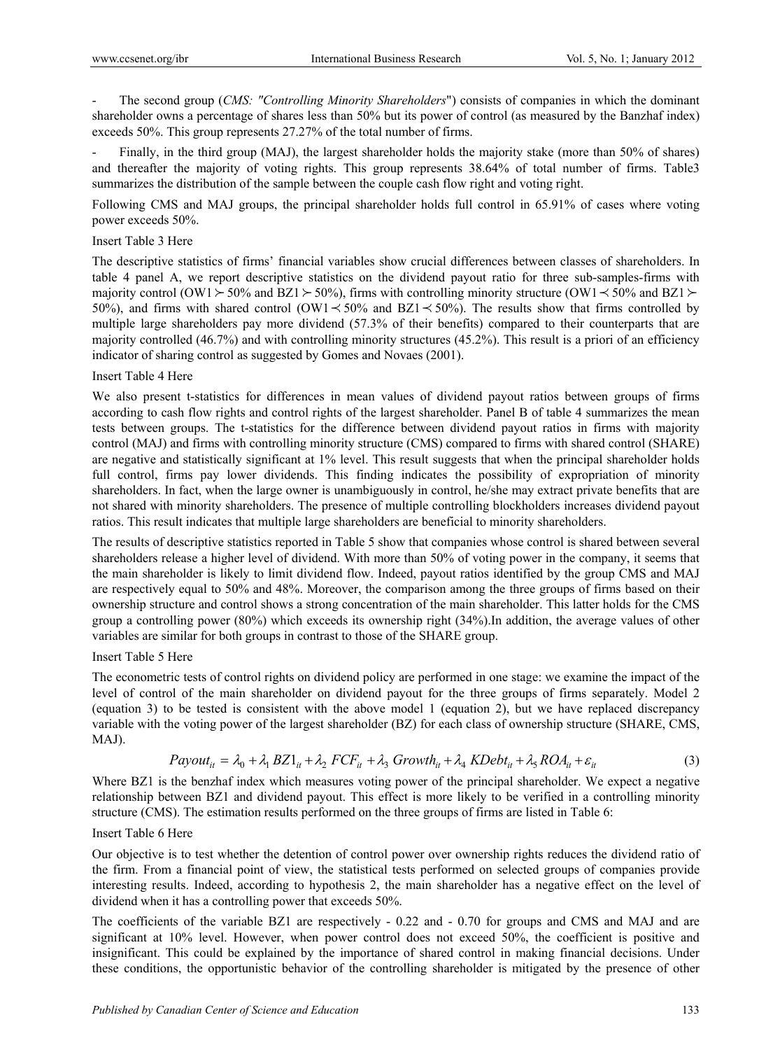- The second group (*CMS: "Controlling Minority Shareholders*") consists of companies in which the dominant shareholder owns a percentage of shares less than 50% but its power of control (as measured by the Banzhaf index) exceeds 50%. This group represents 27.27% of the total number of firms.

- Finally, in the third group (MAJ), the largest shareholder holds the majority stake (more than 50% of shares) and thereafter the majority of voting rights. This group represents 38.64% of total number of firms. Table3 summarizes the distribution of the sample between the couple cash flow right and voting right.

Following CMS and MAJ groups, the principal shareholder holds full control in 65.91% of cases where voting power exceeds 50%.

Insert Table 3 Here

The descriptive statistics of firms' financial variables show crucial differences between classes of shareholders. In table 4 panel A, we report descriptive statistics on the dividend payout ratio for three sub-samples-firms with majority control ($OW1 \succ 50\%$ and $BZ1 \succ 50\%$), firms with controlling minority structure ($OW1 \prec 50\%$ and $BZ1 \succ 50\%$), and firms with shared control ($OW1 \prec 50\%$ and $BZ1 \prec 50\%$). The results show that firms controlled by multiple large shareholders pay more dividend (57.3% of their benefits) compared to their counterparts that are majority controlled (46.7%) and with controlling minority structures (45.2%). This result is a priori of an efficiency indicator of sharing control as suggested by Gomes and Novaes (2001).

Insert Table 4 Here

We also present t-statistics for differences in mean values of dividend payout ratios between groups of firms according to cash flow rights and control rights of the largest shareholder. Panel B of table 4 summarizes the mean tests between groups. The t-statistics for the difference between dividend payout ratios in firms with majority control (MAJ) and firms with controlling minority structure (CMS) compared to firms with shared control (SHARE) are negative and statistically significant at 1% level. This result suggests that when the principal shareholder holds full control, firms pay lower dividends. This finding indicates the possibility of expropriation of minority shareholders. In fact, when the large owner is unambiguously in control, he/she may extract private benefits that are not shared with minority shareholders. The presence of multiple controlling blockholders increases dividend payout ratios. This result indicates that multiple large shareholders are beneficial to minority shareholders.

The results of descriptive statistics reported in Table 5 show that companies whose control is shared between several shareholders release a higher level of dividend. With more than 50% of voting power in the company, it seems that the main shareholder is likely to limit dividend flow. Indeed, payout ratios identified by the group CMS and MAJ are respectively equal to 50% and 48%. Moreover, the comparison among the three groups of firms based on their ownership structure and control shows a strong concentration of the main shareholder. This latter holds for the CMS group a controlling power (80%) which exceeds its ownership right (34%).In addition, the average values of other variables are similar for both groups in contrast to those of the SHARE group.

Insert Table 5 Here

The econometric tests of control rights on dividend policy are performed in one stage: we examine the impact of the level of control of the main shareholder on dividend payout for the three groups of firms separately. Model 2 (equation 3) to be tested is consistent with the above model 1 (equation 2), but we have replaced discrepancy variable with the voting power of the largest shareholder (BZ) for each class of ownership structure (SHARE, CMS, MAJ).

$$Payout_{it} = \lambda_0 + \lambda_1\, BZ1_{it} + \lambda_2\, FCF_{it} + \lambda_3\, Growth_{it} + \lambda_4\, KDebt_{it} + \lambda_5\, ROA_{it} + \varepsilon_{it} \tag{3}$$

Where BZ1 is the benzhaf index which measures voting power of the principal shareholder. We expect a negative relationship between BZ1 and dividend payout. This effect is more likely to be verified in a controlling minority structure (CMS). The estimation results performed on the three groups of firms are listed in Table 6:

Insert Table 6 Here

Our objective is to test whether the detention of control power over ownership rights reduces the dividend ratio of the firm. From a financial point of view, the statistical tests performed on selected groups of companies provide interesting results. Indeed, according to hypothesis 2, the main shareholder has a negative effect on the level of dividend when it has a controlling power that exceeds 50%.

The coefficients of the variable BZ1 are respectively - 0.22 and - 0.70 for groups and CMS and MAJ and are significant at 10% level. However, when power control does not exceed 50%, the coefficient is positive and insignificant. This could be explained by the importance of shared control in making financial decisions. Under these conditions, the opportunistic behavior of the controlling shareholder is mitigated by the presence of other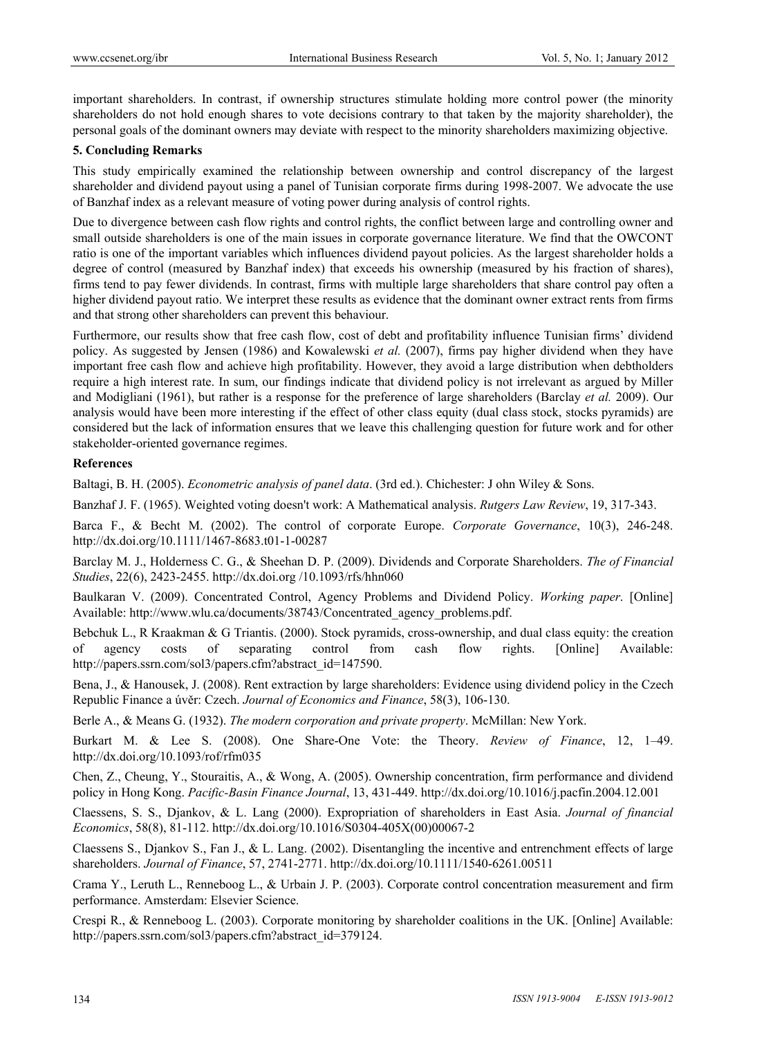important shareholders. In contrast, if ownership structures stimulate holding more control power (the minority shareholders do not hold enough shares to vote decisions contrary to that taken by the majority shareholder), the personal goals of the dominant owners may deviate with respect to the minority shareholders maximizing objective.

## 5. Concluding Remarks

This study empirically examined the relationship between ownership and control discrepancy of the largest shareholder and dividend payout using a panel of Tunisian corporate firms during 1998-2007. We advocate the use of Banzhaf index as a relevant measure of voting power during analysis of control rights.

Due to divergence between cash flow rights and control rights, the conflict between large and controlling owner and small outside shareholders is one of the main issues in corporate governance literature. We find that the OWCONT ratio is one of the important variables which influences dividend payout policies. As the largest shareholder holds a degree of control (measured by Banzhaf index) that exceeds his ownership (measured by his fraction of shares), firms tend to pay fewer dividends. In contrast, firms with multiple large shareholders that share control pay often a higher dividend payout ratio. We interpret these results as evidence that the dominant owner extract rents from firms and that strong other shareholders can prevent this behaviour.

Furthermore, our results show that free cash flow, cost of debt and profitability influence Tunisian firms' dividend policy. As suggested by Jensen (1986) and Kowalewski *et al.* (2007), firms pay higher dividend when they have important free cash flow and achieve high profitability. However, they avoid a large distribution when debtholders require a high interest rate. In sum, our findings indicate that dividend policy is not irrelevant as argued by Miller and Modigliani (1961), but rather is a response for the preference of large shareholders (Barclay *et al.* 2009). Our analysis would have been more interesting if the effect of other class equity (dual class stock, stocks pyramids) are considered but the lack of information ensures that we leave this challenging question for future work and for other stakeholder-oriented governance regimes.

## References

Baltagi, B. H. (2005). *Econometric analysis of panel data*. (3rd ed.). Chichester: J ohn Wiley & Sons.

Banzhaf J. F. (1965). Weighted voting doesn't work: A Mathematical analysis. *Rutgers Law Review*, 19, 317-343.

Barca F., & Becht M. (2002). The control of corporate Europe. *Corporate Governance*, 10(3), 246-248. http://dx.doi.org/10.1111/1467-8683.t01-1-00287

Barclay M. J., Holderness C. G., & Sheehan D. P. (2009). Dividends and Corporate Shareholders. *The of Financial Studies*, 22(6), 2423-2455. http://dx.doi.org /10.1093/rfs/hhn060

Baulkaran V. (2009). Concentrated Control, Agency Problems and Dividend Policy. *Working paper*. [Online] Available: http://www.wlu.ca/documents/38743/Concentrated_agency_problems.pdf.

Bebchuk L., R Kraakman & G Triantis. (2000). Stock pyramids, cross-ownership, and dual class equity: the creation of agency costs of separating control from cash flow rights. [Online] Available: http://papers.ssrn.com/sol3/papers.cfm?abstract_id=147590.

Bena, J., & Hanousek, J. (2008). Rent extraction by large shareholders: Evidence using dividend policy in the Czech Republic Finance a úvěr: Czech. *Journal of Economics and Finance*, 58(3), 106-130.

Berle A., & Means G. (1932). *The modern corporation and private property*. McMillan: New York.

Burkart M. & Lee S. (2008). One Share-One Vote: the Theory. *Review of Finance*, 12, 1–49. http://dx.doi.org/10.1093/rof/rfm035

Chen, Z., Cheung, Y., Stouraitis, A., & Wong, A. (2005). Ownership concentration, firm performance and dividend policy in Hong Kong. *Pacific-Basin Finance Journal*, 13, 431-449. http://dx.doi.org/10.1016/j.pacfin.2004.12.001

Claessens, S. S., Djankov, & L. Lang (2000). Expropriation of shareholders in East Asia. *Journal of financial Economics*, 58(8), 81-112. http://dx.doi.org/10.1016/S0304-405X(00)00067-2

Claessens S., Djankov S., Fan J., & L. Lang. (2002). Disentangling the incentive and entrenchment effects of large shareholders. *Journal of Finance*, 57, 2741-2771. http://dx.doi.org/10.1111/1540-6261.00511

Crama Y., Leruth L., Renneboog L., & Urbain J. P. (2003). Corporate control concentration measurement and firm performance. Amsterdam: Elsevier Science.

Crespi R., & Renneboog L. (2003). Corporate monitoring by shareholder coalitions in the UK. [Online] Available: http://papers.ssrn.com/sol3/papers.cfm?abstract_id=379124.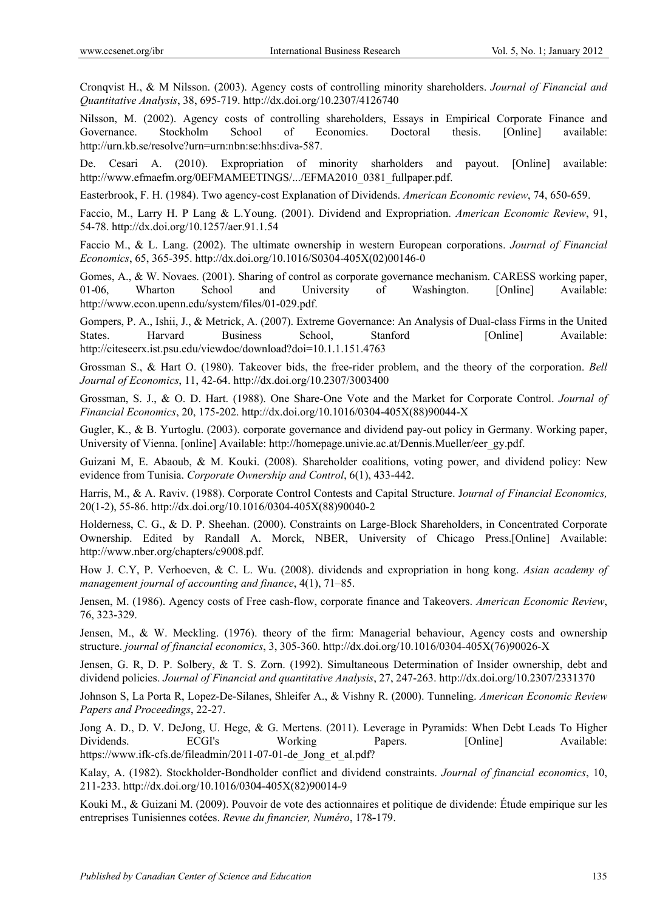Cronqvist H., & M Nilsson. (2003). Agency costs of controlling minority shareholders. *Journal of Financial and Quantitative Analysis*, 38, 695-719. http://dx.doi.org/10.2307/4126740

Nilsson, M. (2002). Agency costs of controlling shareholders, Essays in Empirical Corporate Finance and Governance. Stockholm School of Economics. Doctoral thesis. [Online] available: http://urn.kb.se/resolve?urn=urn:nbn:se:hhs:diva-587.

De. Cesari A. (2010). Expropriation of minority sharholders and payout. [Online] available: http://www.efmaefm.org/0EFMAMEETINGS/.../EFMA2010_0381_fullpaper.pdf.

Easterbrook, F. H. (1984). Two agency-cost Explanation of Dividends. *American Economic review*, 74, 650-659.

Faccio, M., Larry H. P Lang & L.Young. (2001). Dividend and Expropriation. *American Economic Review*, 91, 54-78. http://dx.doi.org/10.1257/aer.91.1.54

Faccio M., & L. Lang. (2002). The ultimate ownership in western European corporations. *Journal of Financial Economics*, 65, 365-395. http://dx.doi.org/10.1016/S0304-405X(02)00146-0

Gomes, A., & W. Novaes. (2001). Sharing of control as corporate governance mechanism. CARESS working paper, 01-06, Wharton School and University of Washington. [Online] Available: http://www.econ.upenn.edu/system/files/01-029.pdf.

Gompers, P. A., Ishii, J., & Metrick, A. (2007). Extreme Governance: An Analysis of Dual-class Firms in the United States. Harvard Business School, Stanford [Online] Available: http://citeseerx.ist.psu.edu/viewdoc/download?doi=10.1.1.151.4763

Grossman S., & Hart O. (1980). Takeover bids, the free-rider problem, and the theory of the corporation. *Bell Journal of Economics*, 11, 42-64. http://dx.doi.org/10.2307/3003400

Grossman, S. J., & O. D. Hart. (1988). One Share-One Vote and the Market for Corporate Control. *Journal of Financial Economics*, 20, 175-202. http://dx.doi.org/10.1016/0304-405X(88)90044-X

Gugler, K., & B. Yurtoglu. (2003). corporate governance and dividend pay-out policy in Germany. Working paper, University of Vienna. [online] Available: http://homepage.univie.ac.at/Dennis.Mueller/eer_gy.pdf.

Guizani M, E. Abaoub, & M. Kouki. (2008). Shareholder coalitions, voting power, and dividend policy: New evidence from Tunisia. *Corporate Ownership and Control*, 6(1), 433-442.

Harris, M., & A. Raviv. (1988). Corporate Control Contests and Capital Structure. J*ournal of Financial Economics,* 20(1-2), 55-86. http://dx.doi.org/10.1016/0304-405X(88)90040-2

Holderness, C. G., & D. P. Sheehan. (2000). Constraints on Large-Block Shareholders, in Concentrated Corporate Ownership. Edited by Randall A. Morck, NBER, University of Chicago Press.[Online] Available: http://www.nber.org/chapters/c9008.pdf.

How J. C.Y, P. Verhoeven, & C. L. Wu. (2008). dividends and expropriation in hong kong. *Asian academy of management journal of accounting and finance*, 4(1), 71–85.

Jensen, M. (1986). Agency costs of Free cash-flow, corporate finance and Takeovers. *American Economic Review*, 76, 323-329.

Jensen, M., & W. Meckling. (1976). theory of the firm: Managerial behaviour, Agency costs and ownership structure. *journal of financial economics*, 3, 305-360. http://dx.doi.org/10.1016/0304-405X(76)90026-X

Jensen, G. R, D. P. Solbery, & T. S. Zorn. (1992). Simultaneous Determination of Insider ownership, debt and dividend policies. *Journal of Financial and quantitative Analysis*, 27, 247-263. http://dx.doi.org/10.2307/2331370

Johnson S, La Porta R, Lopez-De-Silanes, Shleifer A., & Vishny R. (2000). Tunneling. *American Economic Review Papers and Proceedings*, 22-27.

Jong A. D., D. V. DeJong, U. Hege, & G. Mertens. (2011). Leverage in Pyramids: When Debt Leads To Higher Dividends. ECGI's Working Papers. [Online] Available: https://www.ifk-cfs.de/fileadmin/2011-07-01-de_Jong_et_al.pdf?

Kalay, A. (1982). Stockholder-Bondholder conflict and dividend constraints. *Journal of financial economics*, 10, 211-233. http://dx.doi.org/10.1016/0304-405X(82)90014-9

Kouki M., & Guizani M. (2009). Pouvoir de vote des actionnaires et politique de dividende: Étude empirique sur les entreprises Tunisiennes cotées. *Revue du financier, Numéro*, 178-179.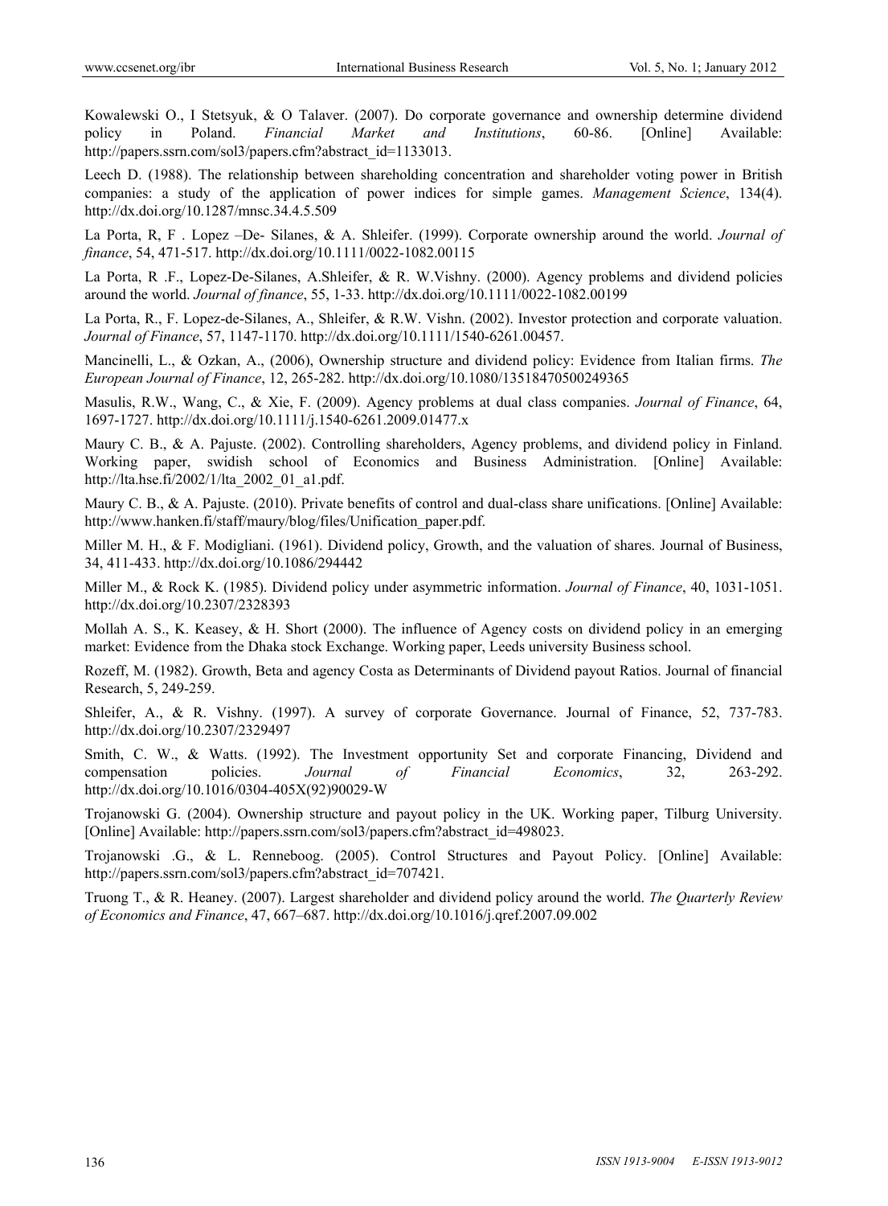Kowalewski O., I Stetsyuk, & O Talaver. (2007). Do corporate governance and ownership determine dividend policy in Poland. *Financial Market and Institutions*, 60-86. [Online] Available: http://papers.ssrn.com/sol3/papers.cfm?abstract_id=1133013.

Leech D. (1988). The relationship between shareholding concentration and shareholder voting power in British companies: a study of the application of power indices for simple games. *Management Science*, 134(4). http://dx.doi.org/10.1287/mnsc.34.4.5.509

La Porta, R, F . Lopez –De- Silanes, & A. Shleifer. (1999). Corporate ownership around the world. *Journal of finance*, 54, 471-517. http://dx.doi.org/10.1111/0022-1082.00115

La Porta, R .F., Lopez-De-Silanes, A.Shleifer, & R. W.Vishny. (2000). Agency problems and dividend policies around the world. *Journal of finance*, 55, 1-33. http://dx.doi.org/10.1111/0022-1082.00199

La Porta, R., F. Lopez-de-Silanes, A., Shleifer, & R.W. Vishn. (2002). Investor protection and corporate valuation. *Journal of Finance*, 57, 1147-1170. http://dx.doi.org/10.1111/1540-6261.00457.

Mancinelli, L., & Ozkan, A., (2006), Ownership structure and dividend policy: Evidence from Italian firms. *The European Journal of Finance*, 12, 265-282. http://dx.doi.org/10.1080/13518470500249365

Masulis, R.W., Wang, C., & Xie, F. (2009). Agency problems at dual class companies. *Journal of Finance*, 64, 1697-1727. http://dx.doi.org/10.1111/j.1540-6261.2009.01477.x

Maury C. B., & A. Pajuste. (2002). Controlling shareholders, Agency problems, and dividend policy in Finland. Working paper, swidish school of Economics and Business Administration. [Online] Available: http://lta.hse.fi/2002/1/lta_2002_01_a1.pdf.

Maury C. B., & A. Pajuste. (2010). Private benefits of control and dual-class share unifications. [Online] Available: http://www.hanken.fi/staff/maury/blog/files/Unification_paper.pdf.

Miller M. H., & F. Modigliani. (1961). Dividend policy, Growth, and the valuation of shares. Journal of Business, 34, 411-433. http://dx.doi.org/10.1086/294442

Miller M., & Rock K. (1985). Dividend policy under asymmetric information. *Journal of Finance*, 40, 1031-1051. http://dx.doi.org/10.2307/2328393

Mollah A. S., K. Keasey, & H. Short (2000). The influence of Agency costs on dividend policy in an emerging market: Evidence from the Dhaka stock Exchange. Working paper, Leeds university Business school.

Rozeff, M. (1982). Growth, Beta and agency Costa as Determinants of Dividend payout Ratios. Journal of financial Research, 5, 249-259.

Shleifer, A., & R. Vishny. (1997). A survey of corporate Governance. Journal of Finance, 52, 737-783. http://dx.doi.org/10.2307/2329497

Smith, C. W., & Watts. (1992). The Investment opportunity Set and corporate Financing, Dividend and compensation policies. *Journal of Financial Economics*, 32, 263-292. http://dx.doi.org/10.1016/0304-405X(92)90029-W

Trojanowski G. (2004). Ownership structure and payout policy in the UK. Working paper, Tilburg University. [Online] Available: http://papers.ssrn.com/sol3/papers.cfm?abstract_id=498023.

Trojanowski .G., & L. Renneboog. (2005). Control Structures and Payout Policy. [Online] Available: http://papers.ssrn.com/sol3/papers.cfm?abstract_id=707421.

Truong T., & R. Heaney. (2007). Largest shareholder and dividend policy around the world. *The Quarterly Review of Economics and Finance*, 47, 667–687. http://dx.doi.org/10.1016/j.qref.2007.09.002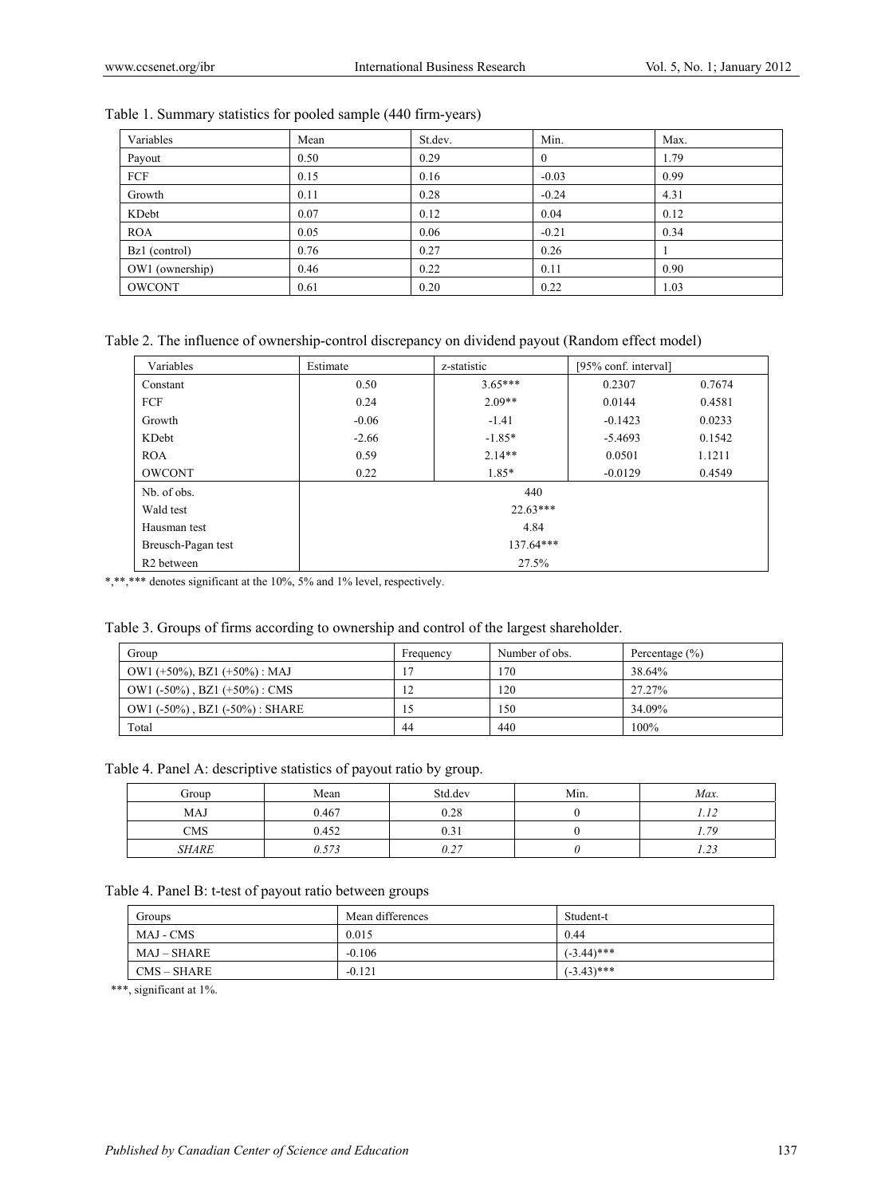Table 1. Summary statistics for pooled sample (440 firm-years)

| Variables | Mean | St.dev. | Min. | Max. |
|---|---|---|---|---|
| Payout | 0.50 | 0.29 | 0 | 1.79 |
| FCF | 0.15 | 0.16 | -0.03 | 0.99 |
| Growth | 0.11 | 0.28 | -0.24 | 4.31 |
| KDebt | 0.07 | 0.12 | 0.04 | 0.12 |
| ROA | 0.05 | 0.06 | -0.21 | 0.34 |
| Bz1 (control) | 0.76 | 0.27 | 0.26 | 1 |
| OW1 (ownership) | 0.46 | 0.22 | 0.11 | 0.90 |
| OWCONT | 0.61 | 0.20 | 0.22 | 1.03 |

Table 2. The influence of ownership-control discrepancy on dividend payout (Random effect model)

| Variables | Estimate | z-statistic | [95% conf. interval] | |
|---|---|---|---|---|
| Constant | 0.50 | 3.65*** | 0.2307 | 0.7674 |
| FCF | 0.24 | 2.09** | 0.0144 | 0.4581 |
| Growth | -0.06 | -1.41 | -0.1423 | 0.0233 |
| KDebt | -2.66 | -1.85* | -5.4693 | 0.1542 |
| ROA | 0.59 | 2.14** | 0.0501 | 1.1211 |
| OWCONT | 0.22 | 1.85* | -0.0129 | 0.4549 |
| Nb. of obs. | 440 | | | |
| Wald test | 22.63*** | | | |
| Hausman test | 4.84 | | | |
| Breusch-Pagan test | 137.64*** | | | |
| R2 between | 27.5% | | | |

*,**,*** denotes significant at the 10%, 5% and 1% level, respectively.

Table 3. Groups of firms according to ownership and control of the largest shareholder.

| Group | Frequency | Number of obs. | Percentage (%) |
|---|---|---|---|
| OW1 (+50%), BZ1 (+50%) : MAJ | 17 | 170 | 38.64% |
| OW1 (-50%) , BZ1 (+50%) : CMS | 12 | 120 | 27.27% |
| OW1 (-50%) , BZ1 (-50%) : SHARE | 15 | 150 | 34.09% |
| Total | 44 | 440 | 100% |

Table 4. Panel A: descriptive statistics of payout ratio by group.

| Group | Mean | Std.dev | Min. | *Max.* |
|---|---|---|---|---|
| MAJ | 0.467 | 0.28 | 0 | *1.12* |
| CMS | 0.452 | 0.31 | 0 | *1.79* |
| *SHARE* | *0.573* | *0.27* | *0* | *1.23* |

Table 4. Panel B: t-test of payout ratio between groups

| Groups | Mean differences | Student-t |
|---|---|---|
| MAJ - CMS | 0.015 | 0.44 |
| MAJ – SHARE | -0.106 | (-3.44)*** |
| CMS – SHARE | -0.121 | (-3.43)*** |

***, significant at 1%.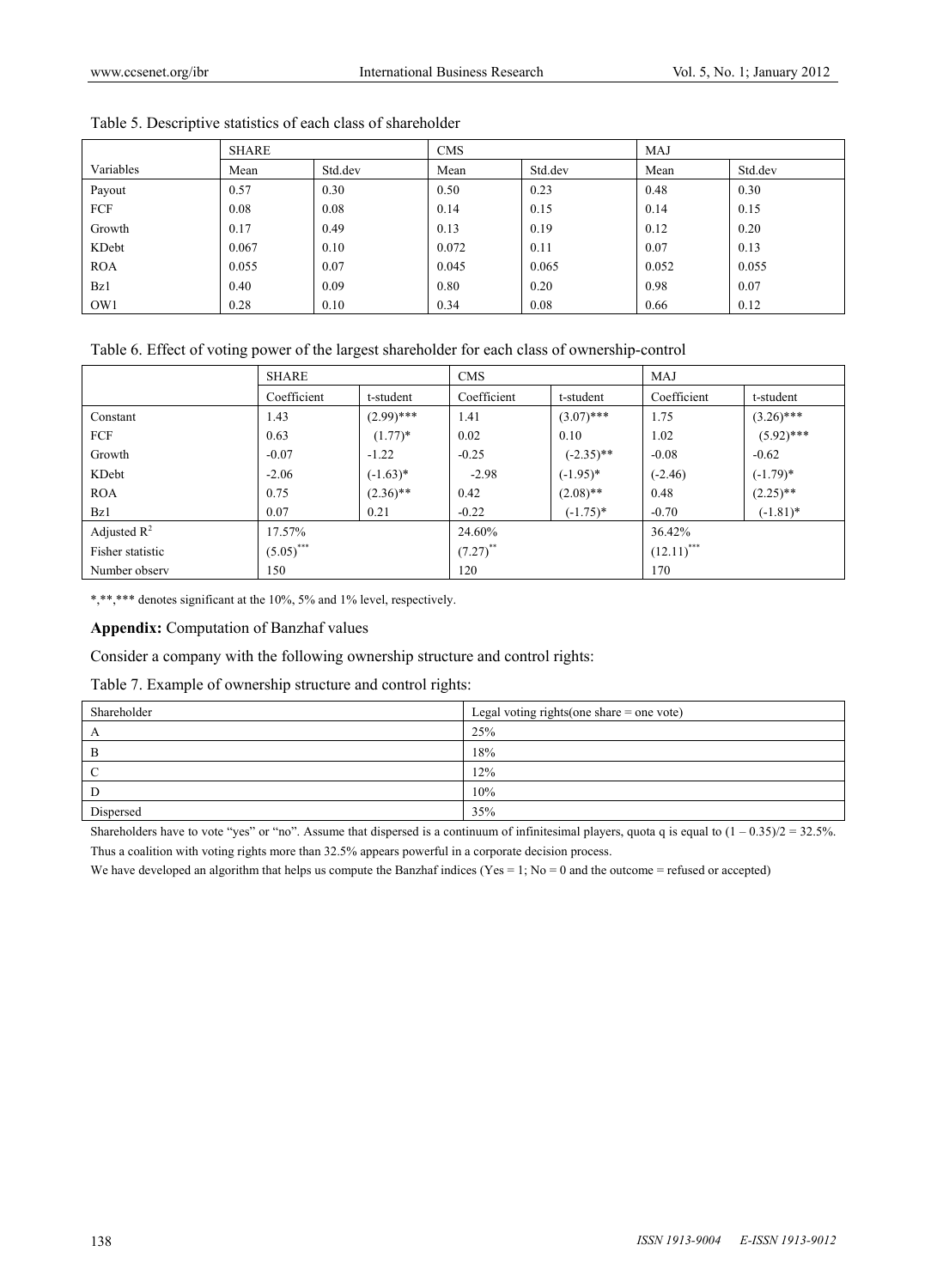Table 5. Descriptive statistics of each class of shareholder

| | SHARE | | CMS | | MAJ | |
|---|---|---|---|---|---|---|
| Variables | Mean | Std.dev | Mean | Std.dev | Mean | Std.dev |
| Payout | 0.57 | 0.30 | 0.50 | 0.23 | 0.48 | 0.30 |
| FCF | 0.08 | 0.08 | 0.14 | 0.15 | 0.14 | 0.15 |
| Growth | 0.17 | 0.49 | 0.13 | 0.19 | 0.12 | 0.20 |
| KDebt | 0.067 | 0.10 | 0.072 | 0.11 | 0.07 | 0.13 |
| ROA | 0.055 | 0.07 | 0.045 | 0.065 | 0.052 | 0.055 |
| Bz1 | 0.40 | 0.09 | 0.80 | 0.20 | 0.98 | 0.07 |
| OW1 | 0.28 | 0.10 | 0.34 | 0.08 | 0.66 | 0.12 |

Table 6. Effect of voting power of the largest shareholder for each class of ownership-control

| | SHARE | | CMS | | MAJ | |
|---|---|---|---|---|---|---|
| | Coefficient | t-student | Coefficient | t-student | Coefficient | t-student |
| Constant | 1.43 | (2.99)*** | 1.41 | (3.07)*** | 1.75 | (3.26)*** |
| FCF | 0.63 | (1.77)* | 0.02 | 0.10 | 1.02 | (5.92)*** |
| Growth | -0.07 | -1.22 | -0.25 | (-2.35)** | -0.08 | -0.62 |
| KDebt | -2.06 | (-1.63)* | -2.98 | (-1.95)* | (-2.46) | (-1.79)* |
| ROA | 0.75 | (2.36)** | 0.42 | (2.08)** | 0.48 | (2.25)** |
| Bz1 | 0.07 | 0.21 | -0.22 | (-1.75)* | -0.70 | (-1.81)* |
| Adjusted $R^2$ | 17.57% | | 24.60% | | 36.42% | |
| Fisher statistic | (5.05)*** | | (7.27)** | | (12.11)*** | |
| Number observ | 150 | | 120 | | 170 | |

*,**,*** denotes significant at the 10%, 5% and 1% level, respectively.

**Appendix:** Computation of Banzhaf values

Consider a company with the following ownership structure and control rights:

Table 7. Example of ownership structure and control rights:

| Shareholder | Legal voting rights(one share = one vote) |
|---|---|
| A | 25% |
| B | 18% |
| C | 12% |
| D | 10% |
| Dispersed | 35% |

Shareholders have to vote "yes" or "no". Assume that dispersed is a continuum of infinitesimal players, quota q is equal to $(1 – 0.35)/2 = 32.5\%$. Thus a coalition with voting rights more than 32.5% appears powerful in a corporate decision process.

We have developed an algorithm that helps us compute the Banzhaf indices (Yes = 1; No = 0 and the outcome = refused or accepted)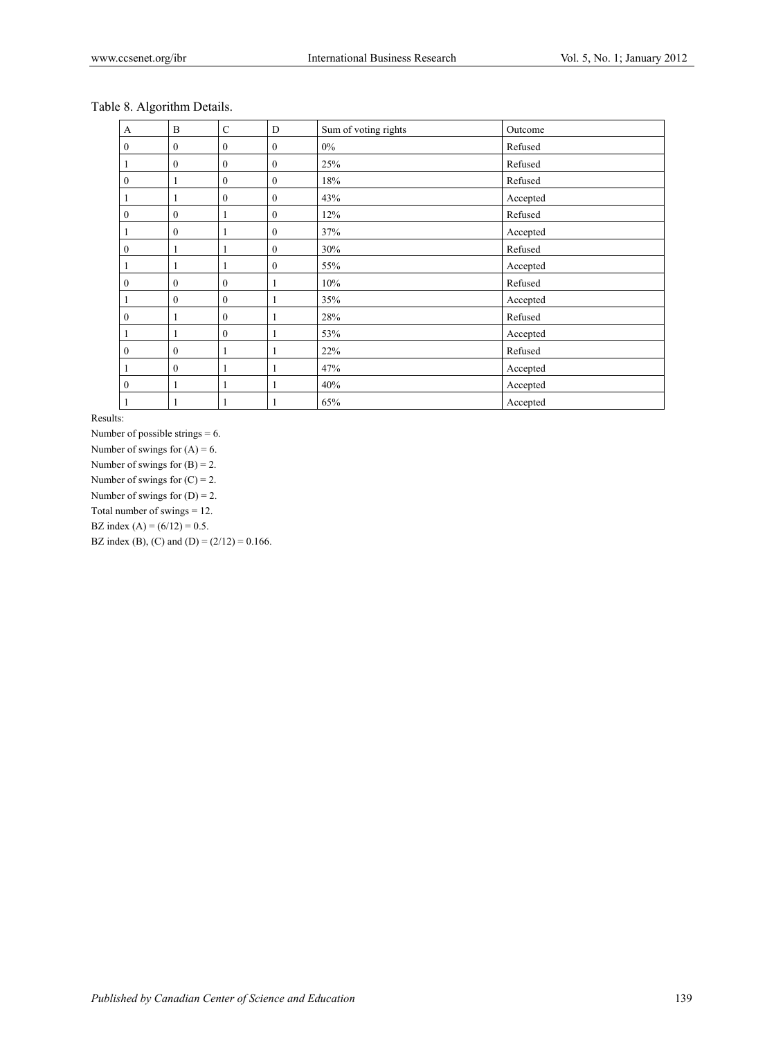Table 8. Algorithm Details.

| A | B | C | D | Sum of voting rights | Outcome |
|---|---|---|---|---|---|
| 0 | 0 | 0 | 0 | 0% | Refused |
| 1 | 0 | 0 | 0 | 25% | Refused |
| 0 | 1 | 0 | 0 | 18% | Refused |
| 1 | 1 | 0 | 0 | 43% | Accepted |
| 0 | 0 | 1 | 0 | 12% | Refused |
| 1 | 0 | 1 | 0 | 37% | Accepted |
| 0 | 1 | 1 | 0 | 30% | Refused |
| 1 | 1 | 1 | 0 | 55% | Accepted |
| 0 | 0 | 0 | 1 | 10% | Refused |
| 1 | 0 | 0 | 1 | 35% | Accepted |
| 0 | 1 | 0 | 1 | 28% | Refused |
| 1 | 1 | 0 | 1 | 53% | Accepted |
| 0 | 0 | 1 | 1 | 22% | Refused |
| 1 | 0 | 1 | 1 | 47% | Accepted |
| 0 | 1 | 1 | 1 | 40% | Accepted |
| 1 | 1 | 1 | 1 | 65% | Accepted |

Results:

Number of possible strings = 6.

Number of swings for (A) = 6.

Number of swings for (B) = 2.

Number of swings for (C) = 2.

Number of swings for (D) = 2.

Total number of swings = 12.

BZ index (A) = (6/12) = 0.5.

BZ index (B), (C) and (D) = (2/12) = 0.166.